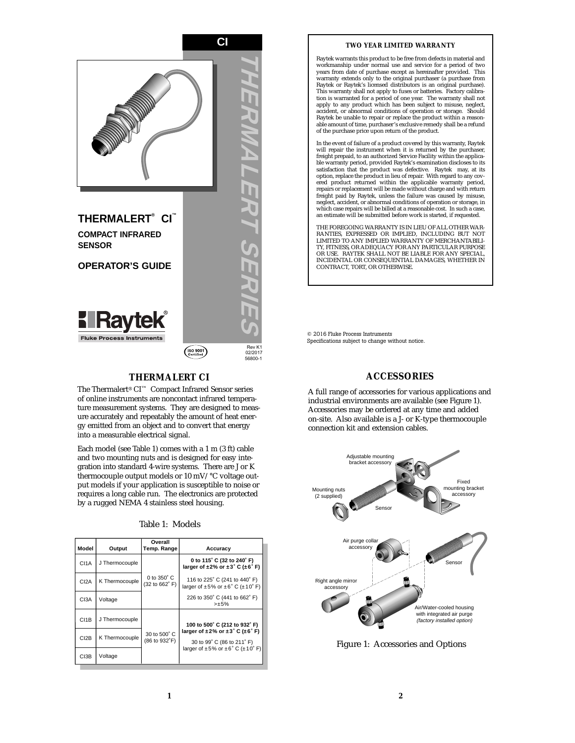# CI

# THERMALERT SERIES

# THERMALERT® CI™

## COMPACT INFRARED SENSOR

## OPERATOR'S GUIDE

Raytek®
Fluke Process Instruments

ISO 9001 Certified

Rev K1
02/2017
56800-1

### TWO YEAR LIMITED WARRANTY

Raytek warrants this product to be free from defects in material and workmanship under normal use and service for a period of two years from date of purchase except as hereinafter provided. This warranty extends only to the original purchaser (a purchase from Raytek or Raytek's licensed distributors is an original purchase). This warranty shall not apply to fuses or batteries. Factory calibration is warranted for a period of one year. The warranty shall not apply to any product which has been subject to misuse, neglect, accident, or abnormal conditions of operation or storage. Should Raytek be unable to repair or replace the product within a reasonable amount of time, purchaser's exclusive remedy shall be a refund of the purchase price upon return of the product.

In the event of failure of a product covered by this warranty, Raytek will repair the instrument when it is returned by the purchaser, freight prepaid, to an authorized Service Facility within the applicable warranty period, provided Raytek's examination discloses to its satisfaction that the product was defective. Raytek may, at its option, replace the product in lieu of repair. With regard to any covered product returned within the applicable warranty period, repairs or replacement will be made without charge and with return freight paid by Raytek, unless the failure was caused by misuse, neglect, accident, or abnormal conditions of operation or storage, in which case repairs will be billed at a reasonable cost. In such a case, an estimate will be submitted before work is started, if requested.

THE FOREGOING WARRANTY IS IN LIEU OF ALL OTHER WARRANTIES, EXPRESSED OR IMPLIED, INCLUDING BUT NOT LIMITED TO ANY IMPLIED WARRANTY OF MERCHANTABILITY, FITNESS, OR ADEQUACY FOR ANY PARTICULAR PURPOSE OR USE. RAYTEK SHALL NOT BE LIABLE FOR ANY SPECIAL, INCIDENTAL OR CONSEQUENTIAL DAMAGES, WHETHER IN CONTRACT, TORT, OR OTHERWISE.

© 2016 Fluke Process Instruments
Specifications subject to change without notice.

## THERMALERT CI

The Thermalert® CI™ Compact Infrared Sensor series of online instruments are noncontact infrared temperature measurement systems. They are designed to measure accurately and repeatably the amount of heat energy emitted from an object and to convert that energy into a measurable electrical signal.

Each model (see Table 1) comes with a 1 m (3 ft) cable and two mounting nuts and is designed for easy integration into standard 4-wire systems. There are J or K thermocouple output models or 10 mV/ °C voltage output models if your application is susceptible to noise or requires a long cable run. The electronics are protected by a rugged NEMA 4 stainless steel housing.

Table 1: Models

| Model | Output | Overall Temp. Range | Accuracy |
|---|---|---|---|
| CI1A | J Thermocouple | 0 to 350° C (32 to 662° F) | **0 to 115° C (32 to 240° F) larger of ±2% or ±3° C (±6° F)** |
| CI2A | K Thermocouple | | 116 to 225° C (241 to 440° F) larger of ±5% or ±6° C (±10° F) |
| CI3A | Voltage | | 226 to 350° C (441 to 662° F) >±5% |
| CI1B | J Thermocouple | 30 to 500° C (86 to 932°F) | **100 to 500° C (212 to 932° F) larger of ±2% or ±3° C (±6° F)** |
| CI2B | K Thermocouple | | 30 to 99° C (86 to 211° F) larger of ±5% or ±6° C (±10° F) |
| CI3B | Voltage | | |

## ACCESSORIES

A full range of accessories for various applications and industrial environments are available (see Figure 1). Accessories may be ordered at any time and added on-site. Also available is a J- or K-type thermocouple connection kit and extension cables.

Adjustable mounting bracket accessory
Mounting nuts (2 supplied)
Sensor
Fixed mounting bracket accessory
Air purge collar accessory
Sensor
Right angle mirror accessory
Air/Water-cooled housing with integrated air purge *(factory installed option)*

Figure 1: Accessories and Options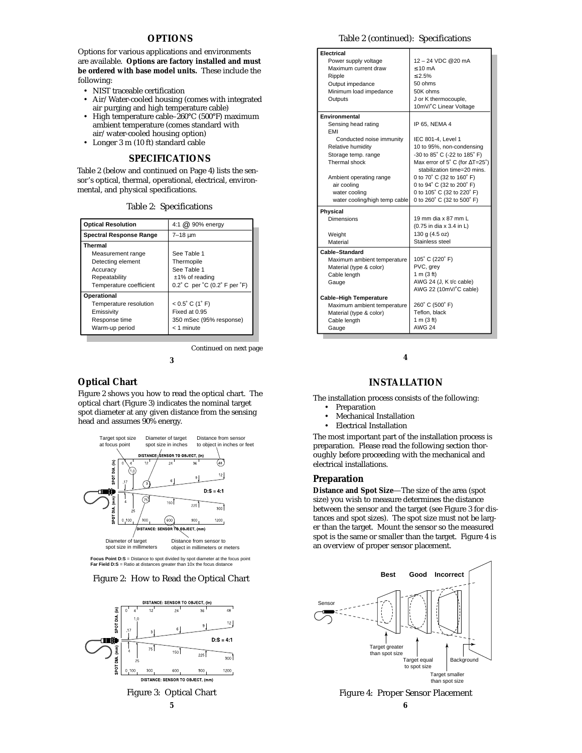## OPTIONS

Options for various applications and environments are available. **Options are factory installed and must be ordered with base model units.** These include the following:

- NIST traceable certification
- Air/Water-cooled housing (comes with integrated air purging and high temperature cable)
- High temperature cable–260°C (500°F) maximum ambient temperature (comes standard with air/water-cooled housing option)
- Longer 3 m (10 ft) standard cable

## SPECIFICATIONS

Table 2 (below and continued on Page 4) lists the sensor's optical, thermal, operational, electrical, environmental, and physical specifications.

Table 2: Specifications

| Optical Resolution | 4:1 @ 90% energy |
|---|---|
| **Spectral Response Range** | 7–18 µm |
| **Thermal** | |
| Measurement range | See Table 1 |
| Detecting element | Thermopile |
| Accuracy | See Table 1 |
| Repeatability | ±1% of reading |
| Temperature coefficient | 0.2˚ C per ˚C (0.2˚ F per ˚F) |
| **Operational** | |
| Temperature resolution | < 0.5˚ C (1˚ F) |
| Emissivity | Fixed at 0.95 |
| Response time | 350 mSec (95% response) |
| Warm-up period | < 1 minute |

*Continued on next page*

Table 2 (continued): Specifications

| **Electrical** | |
|---|---|
| Power supply voltage | 12 – 24 VDC @20 mA |
| Maximum current draw | ≤ 10 mA |
| Ripple | ≤ 2.5% |
| Output impedance | 50 ohms |
| Minimum load impedance | 50K ohms |
| Outputs | J or K thermocouple, 10mV/˚C Linear Voltage |
| **Environmental** | |
| Sensing head rating | IP 65, NEMA 4 |
| EMI | |
| Conducted noise immunity | IEC 801-4, Level 1 |
| Relative humidity | 10 to 95%, non-condensing |
| Storage temp. range | -30 to 85˚ C (-22 to 185˚ F) |
| Thermal shock | Max error of 5˚ C (for ΔT=25˚) stabilization time=20 mins. |
| Ambient operating range | 0 to 70˚ C (32 to 160˚ F) |
| air cooling | 0 to 94˚ C (32 to 200˚ F) |
| water cooling | 0 to 105˚ C (32 to 220˚ F) |
| water cooling/high temp cable | 0 to 260˚ C (32 to 500˚ F) |
| **Physical** | |
| Dimensions | 19 mm dia x 87 mm L (0.75 in dia x 3.4 in L) |
| Weight | 130 g (4.5 oz) |
| Material | Stainless steel |
| **Cable–Standard** | |
| Maximum ambient temperature | 105˚ C (220˚ F) |
| Material (type & color) | PVC, grey |
| Cable length | 1 m (3 ft) |
| Gauge | AWG 24 (J, K t/c cable) AWG 22 (10mV/˚C cable) |
| **Cable–High Temperature** | |
| Maximum ambient temperature | 260˚ C (500˚ F) |
| Material (type & color) | Teflon, black |
| Cable length | 1 m (3 ft) |
| Gauge | AWG 24 |

### Optical Chart

Figure 2 shows you how to read the optical chart. The optical chart (Figure 3) indicates the nominal target spot diameter at any given distance from the sensing head and assumes 90% energy.

**Focus Point D:S** = Distance to spot divided by spot diameter at the focus point
**Far Field D:S** = Ratio at distances greater than 10x the focus distance

Figure 2: How to Read the Optical Chart

Figure 3: Optical Chart

## INSTALLATION

The installation process consists of the following:

- Preparation
- Mechanical Installation
- Electrical Installation

The most important part of the installation process is preparation. Please read the following section thoroughly before proceeding with the mechanical and electrical installations.

### Preparation

**Distance and Spot Size**—The size of the area (spot size) you wish to measure determines the distance between the sensor and the target (see Figure 3 for distances and spot sizes). The spot size must not be larger than the target. Mount the sensor so the measured spot is the same or smaller than the target. Figure 4 is an overview of proper sensor placement.

Figure 4: Proper Sensor Placement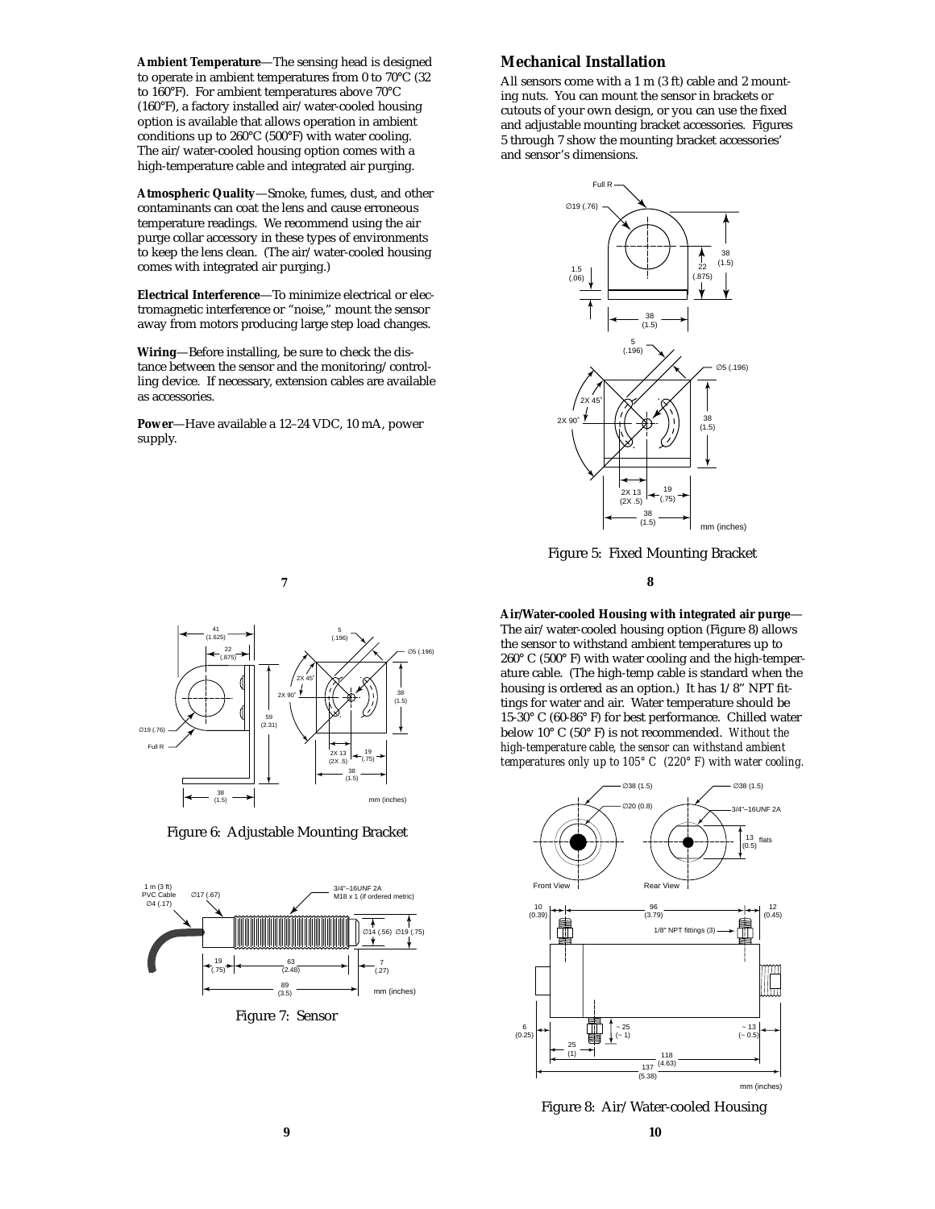**Ambient Temperature**—The sensing head is designed to operate in ambient temperatures from 0 to 70°C (32 to 160°F). For ambient temperatures above 70°C (160°F), a factory installed air/water-cooled housing option is available that allows operation in ambient conditions up to 260°C (500°F) with water cooling. The air/water-cooled housing option comes with a high-temperature cable and integrated air purging.

**Atmospheric Quality**—Smoke, fumes, dust, and other contaminants can coat the lens and cause erroneous temperature readings. We recommend using the air purge collar accessory in these types of environments to keep the lens clean. (The air/water-cooled housing comes with integrated air purging.)

**Electrical Interference**—To minimize electrical or electromagnetic interference or "noise," mount the sensor away from motors producing large step load changes.

**Wiring**—Before installing, be sure to check the distance between the sensor and the monitoring/controlling device. If necessary, extension cables are available as accessories.

**Power**—Have available a 12–24 VDC, 10 mA, power supply.

## Mechanical Installation

All sensors come with a 1 m (3 ft) cable and 2 mounting nuts. You can mount the sensor in brackets or cutouts of your own design, or you can use the fixed and adjustable mounting bracket accessories. Figures 5 through 7 show the mounting bracket accessories' and sensor's dimensions.

Figure 5: Fixed Mounting Bracket

Figure 6: Adjustable Mounting Bracket

Figure 7: Sensor

**Air/Water-cooled Housing with integrated air purge**—The air/water-cooled housing option (Figure 8) allows the sensor to withstand ambient temperatures up to 260° C (500° F) with water cooling and the high-temperature cable. (The high-temp cable is standard when the housing is ordered as an option.) It has 1/8" NPT fittings for water and air. Water temperature should be 15-30° C (60-86° F) for best performance. Chilled water below 10° C (50° F) is not recommended. *Without the high-temperature cable, the sensor can withstand ambient temperatures only up to 105° C (220° F) with water cooling.*

Figure 8: Air/Water-cooled Housing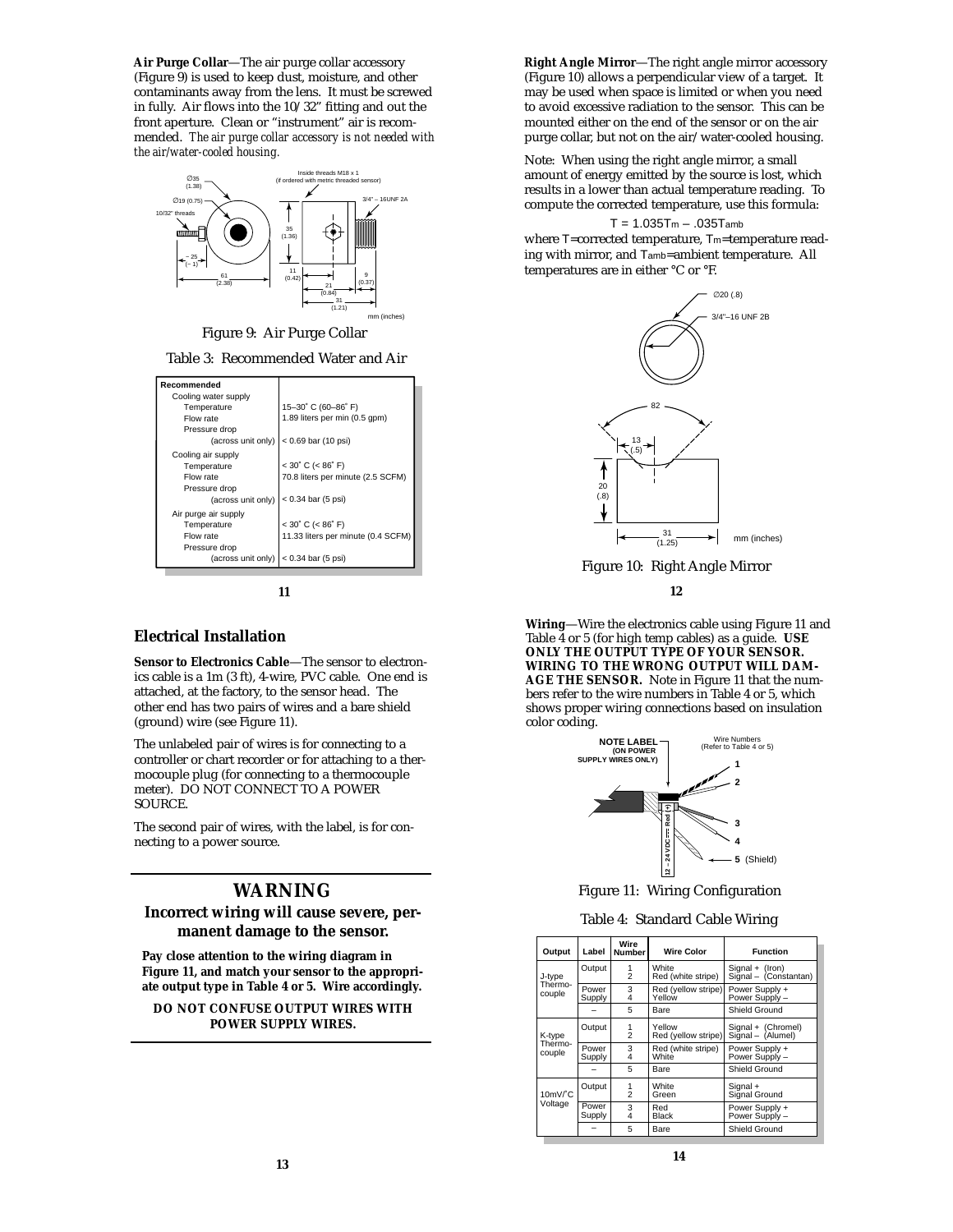**Air Purge Collar**—The air purge collar accessory (Figure 9) is used to keep dust, moisture, and other contaminants away from the lens. It must be screwed in fully. Air flows into the 10/32" fitting and out the front aperture. Clean or "instrument" air is recommended. *The air purge collar accessory is not needed with the air/water-cooled housing.*

Figure 9: Air Purge Collar

Table 3: Recommended Water and Air

| Recommended | |
|---|---|
| Cooling water supply | |
| Temperature | 15–30˚ C (60–86˚ F) |
| Flow rate | 1.89 liters per min (0.5 gpm) |
| Pressure drop (across unit only) | < 0.69 bar (10 psi) |
| Cooling air supply | |
| Temperature | < 30˚ C (< 86˚ F) |
| Flow rate | 70.8 liters per minute (2.5 SCFM) |
| Pressure drop (across unit only) | < 0.34 bar (5 psi) |
| Air purge air supply | |
| Temperature | < 30˚ C (< 86˚ F) |
| Flow rate | 11.33 liters per minute (0.4 SCFM) |
| Pressure drop (across unit only) | < 0.34 bar (5 psi) |

**Right Angle Mirror**—The right angle mirror accessory (Figure 10) allows a perpendicular view of a target. It may be used when space is limited or when you need to avoid excessive radiation to the sensor. This can be mounted either on the end of the sensor or on the air purge collar, but not on the air/water-cooled housing.

Note: When using the right angle mirror, a small amount of energy emitted by the source is lost, which results in a lower than actual temperature reading. To compute the corrected temperature, use this formula:

$$T = 1.035T_m - .035T_{amb}$$

where $T$=corrected temperature, $T_m$=temperature reading with mirror, and $T_{amb}$=ambient temperature. All temperatures are in either °C or °F.

Figure 10: Right Angle Mirror

## Electrical Installation

**Sensor to Electronics Cable**—The sensor to electronics cable is a 1m (3 ft), 4-wire, PVC cable. One end is attached, at the factory, to the sensor head. The other end has two pairs of wires and a bare shield (ground) wire (see Figure 11).

The unlabeled pair of wires is for connecting to a controller or chart recorder or for attaching to a thermocouple plug (for connecting to a thermocouple meter). DO NOT CONNECT TO A POWER SOURCE.

The second pair of wires, with the label, is for connecting to a power source.

## WARNING

**Incorrect wiring will cause severe, permanent damage to the sensor.**

**Pay close attention to the wiring diagram in Figure 11, and match your sensor to the appropriate output type in Table 4 or 5. Wire accordingly.**

**DO NOT CONFUSE OUTPUT WIRES WITH POWER SUPPLY WIRES.**

**Wiring**—Wire the electronics cable using Figure 11 and Table 4 or 5 (for high temp cables) as a guide. **USE ONLY THE OUTPUT TYPE OF YOUR SENSOR. WIRING TO THE WRONG OUTPUT WILL DAMAGE THE SENSOR.** Note in Figure 11 that the numbers refer to the wire numbers in Table 4 or 5, which shows proper wiring connections based on insulation color coding.

Figure 11: Wiring Configuration

Table 4: Standard Cable Wiring

| Output | Label | Wire Number | Wire Color | Function |
|---|---|---|---|---|
| J-type Thermocouple | Output | 1<br>2 | White<br>Red (white stripe) | Signal + (Iron)<br>Signal – (Constantan) |
| | Power Supply | 3<br>4 | Red (yellow stripe)<br>Yellow | Power Supply +<br>Power Supply – |
| | – | 5 | Bare | Shield Ground |
| K-type Thermocouple | Output | 1<br>2 | Yellow<br>Red (yellow stripe) | Signal + (Chromel)<br>Signal – (Alumel) |
| | Power Supply | 3<br>4 | Red (white stripe)<br>White | Power Supply +<br>Power Supply – |
| | – | 5 | Bare | Shield Ground |
| 10mV/˚C Voltage | Output | 1<br>2 | White<br>Green | Signal +<br>Signal Ground |
| | Power Supply | 3<br>4 | Red<br>Black | Power Supply +<br>Power Supply – |
| | – | 5 | Bare | Shield Ground |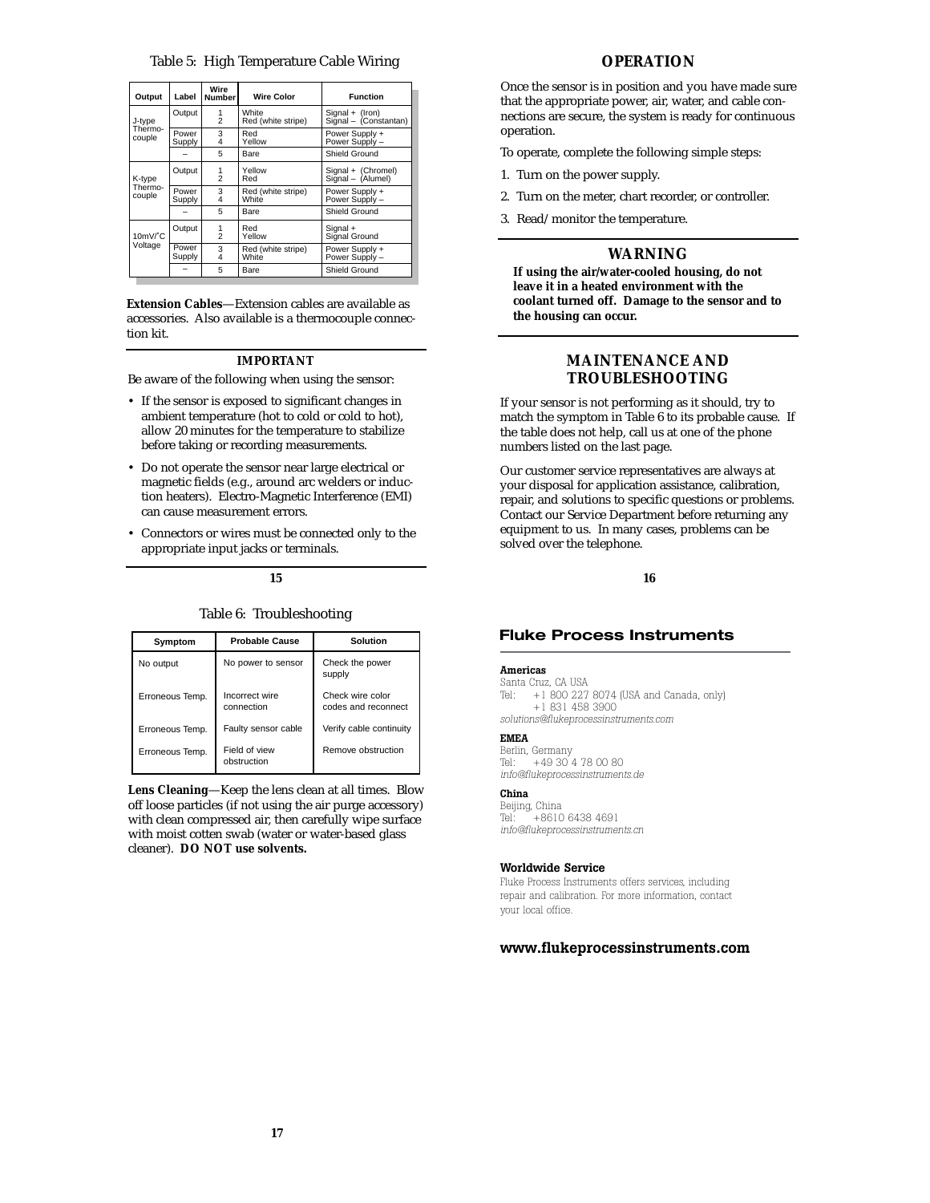Table 5: High Temperature Cable Wiring

| Output | Label | Wire Number | Wire Color | Function |
|---|---|---|---|---|
| J-type Thermo-couple | Output | 1<br>2 | White<br>Red (white stripe) | Signal + (Iron)<br>Signal – (Constantan) |
| | Power Supply | 3<br>4 | Red<br>Yellow | Power Supply +<br>Power Supply – |
| | – | 5 | Bare | Shield Ground |
| K-type Thermo-couple | Output | 1<br>2 | Yellow<br>Red | Signal + (Chromel)<br>Signal – (Alumel) |
| | Power Supply | 3<br>4 | Red (white stripe)<br>White | Power Supply +<br>Power Supply – |
| | – | 5 | Bare | Shield Ground |
| 10mV/°C Voltage | Output | 1<br>2 | Red<br>Yellow | Signal +<br>Signal Ground |
| | Power Supply | 3<br>4 | Red (white stripe)<br>White | Power Supply +<br>Power Supply – |
| | – | 5 | Bare | Shield Ground |

**Extension Cables**—Extension cables are available as accessories. Also available is a thermocouple connection kit.

**IMPORTANT**

Be aware of the following when using the sensor:

- If the sensor is exposed to significant changes in ambient temperature (hot to cold or cold to hot), allow 20 minutes for the temperature to stabilize before taking or recording measurements.
- Do not operate the sensor near large electrical or magnetic fields (e.g., around arc welders or induction heaters). Electro-Magnetic Interference (EMI) can cause measurement errors.
- Connectors or wires must be connected only to the appropriate input jacks or terminals.

## OPERATION

Once the sensor is in position and you have made sure that the appropriate power, air, water, and cable connections are secure, the system is ready for continuous operation.

To operate, complete the following simple steps:

1. Turn on the power supply.
2. Turn on the meter, chart recorder, or controller.
3. Read/monitor the temperature.

**WARNING**

**If using the air/water-cooled housing, do not leave it in a heated environment with the coolant turned off. Damage to the sensor and to the housing can occur.**

## MAINTENANCE AND TROUBLESHOOTING

If your sensor is not performing as it should, try to match the symptom in Table 6 to its probable cause. If the table does not help, call us at one of the phone numbers listed on the last page.

Our customer service representatives are always at your disposal for application assistance, calibration, repair, and solutions to specific questions or problems. Contact our Service Department before returning any equipment to us. In many cases, problems can be solved over the telephone.

Table 6: Troubleshooting

| Symptom | Probable Cause | Solution |
|---|---|---|
| No output | No power to sensor | Check the power supply |
| Erroneous Temp. | Incorrect wire connection | Check wire color codes and reconnect |
| Erroneous Temp. | Faulty sensor cable | Verify cable continuity |
| Erroneous Temp. | Field of view obstruction | Remove obstruction |

**Lens Cleaning**—Keep the lens clean at all times. Blow off loose particles (if not using the air purge accessory) with clean compressed air, then carefully wipe surface with moist cotten swab (water or water-based glass cleaner). **DO NOT use solvents.**

## Fluke Process Instruments

**Americas**
Santa Cruz, CA USA
Tel: +1 800 227 8074 (USA and Canada, only)
+1 831 458 3900
*solutions@flukeprocessinstruments.com*

**EMEA**
Berlin, Germany
Tel: +49 30 4 78 00 80
*info@flukeprocessinstruments.de*

**China**
Beijing, China
Tel: +8610 6438 4691
*info@flukeprocessinstruments.cn*

**Worldwide Service**
Fluke Process Instruments offers services, including repair and calibration. For more information, contact your local office.

**www.flukeprocessinstruments.com**